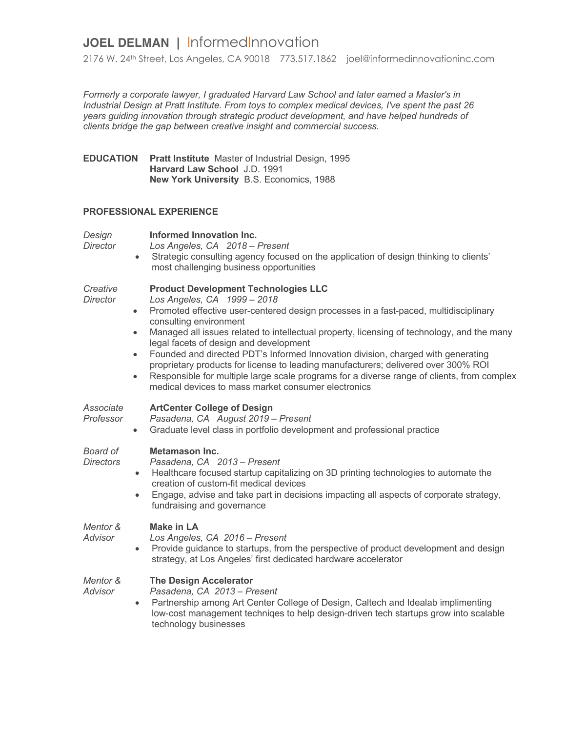# JOEL DELMAN | InformedInnovation

2176 W. 24th Street, Los Angeles, CA 90018   773.517.1862   joel@informedinnovationinc.com

*Formerly a corporate lawyer, I graduated Harvard Law School and later earned a Master's in Industrial Design at Pratt Institute. From toys to complex medical devices, I've spent the past 26 years guiding innovation through strategic product development, and have helped hundreds of clients bridge the gap between creative insight and commercial success.*

## EDUCATION

**Pratt Institute** Master of Industrial Design, 1995
**Harvard Law School** J.D. 1991
**New York University** B.S. Economics, 1988

## PROFESSIONAL EXPERIENCE

*Design Director*

**Informed Innovation Inc.**
*Los Angeles, CA 2018 – Present*

- Strategic consulting agency focused on the application of design thinking to clients' most challenging business opportunities

*Creative Director*

**Product Development Technologies LLC**
*Los Angeles, CA 1999 – 2018*

- Promoted effective user-centered design processes in a fast-paced, multidisciplinary consulting environment
- Managed all issues related to intellectual property, licensing of technology, and the many legal facets of design and development
- Founded and directed PDT's Informed Innovation division, charged with generating proprietary products for license to leading manufacturers; delivered over 300% ROI
- Responsible for multiple large scale programs for a diverse range of clients, from complex medical devices to mass market consumer electronics

*Associate Professor*

**ArtCenter College of Design**
*Pasadena, CA August 2019 – Present*

- Graduate level class in portfolio development and professional practice

*Board of Directors*

**Metamason Inc.**
*Pasadena, CA 2013 – Present*

- Healthcare focused startup capitalizing on 3D printing technologies to automate the creation of custom-fit medical devices
- Engage, advise and take part in decisions impacting all aspects of corporate strategy, fundraising and governance

*Mentor & Advisor*

**Make in LA**
*Los Angeles, CA 2016 – Present*

- Provide guidance to startups, from the perspective of product development and design strategy, at Los Angeles' first dedicated hardware accelerator

*Mentor & Advisor*

**The Design Accelerator**
*Pasadena, CA 2013 – Present*

- Partnership among Art Center College of Design, Caltech and Idealab implimenting low-cost management techniqes to help design-driven tech startups grow into scalable technology businesses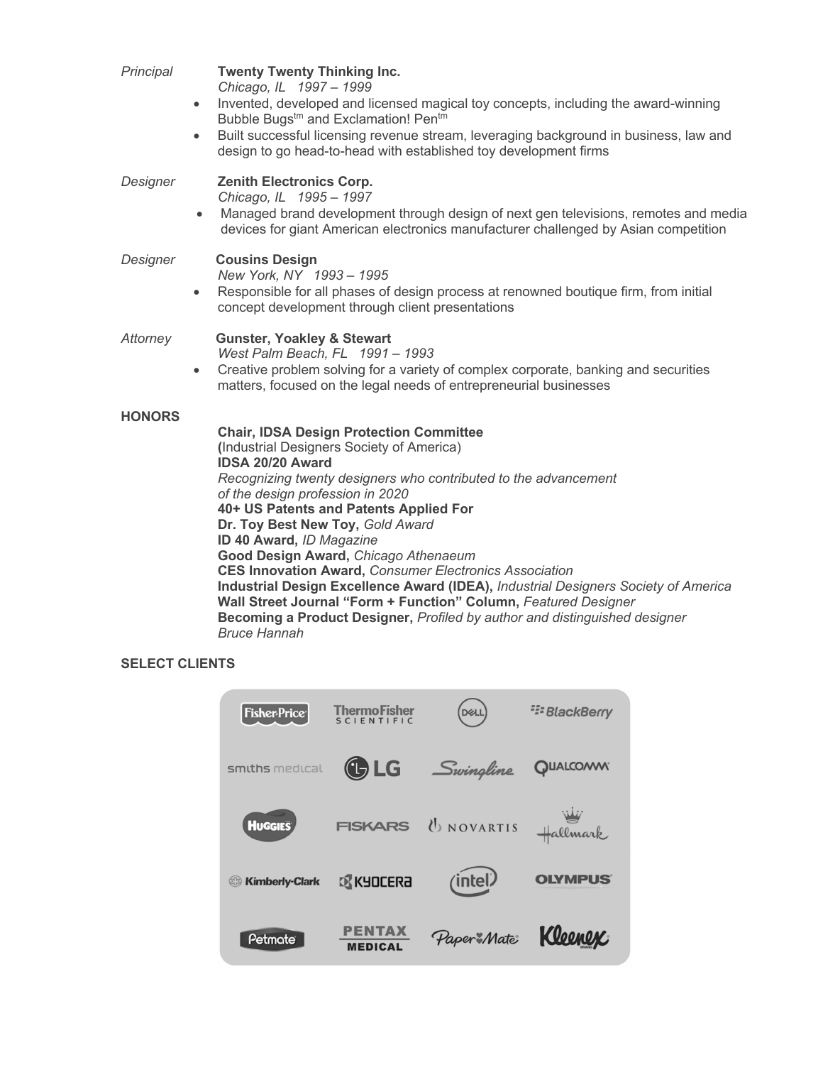*Principal* **Twenty Twenty Thinking Inc.**
*Chicago, IL 1997 – 1999*

- Invented, developed and licensed magical toy concepts, including the award-winning Bubble Bugs™ and Exclamation! Pen™
- Built successful licensing revenue stream, leveraging background in business, law and design to go head-to-head with established toy development firms

*Designer* **Zenith Electronics Corp.**
*Chicago, IL 1995 – 1997*

- Managed brand development through design of next gen televisions, remotes and media devices for giant American electronics manufacturer challenged by Asian competition

*Designer* **Cousins Design**
*New York, NY 1993 – 1995*

- Responsible for all phases of design process at renowned boutique firm, from initial concept development through client presentations

*Attorney* **Gunster, Yoakley & Stewart**
*West Palm Beach, FL 1991 – 1993*

- Creative problem solving for a variety of complex corporate, banking and securities matters, focused on the legal needs of entrepreneurial businesses

## HONORS

**Chair, IDSA Design Protection Committee**
**(**Industrial Designers Society of America)
**IDSA 20/20 Award**
*Recognizing twenty designers who contributed to the advancement of the design profession in 2020*
**40+ US Patents and Patents Applied For**
**Dr. Toy Best New Toy,** *Gold Award*
**ID 40 Award,** *ID Magazine*
**Good Design Award,** *Chicago Athenaeum*
**CES Innovation Award,** *Consumer Electronics Association*
**Industrial Design Excellence Award (IDEA),** *Industrial Designers Society of America*
**Wall Street Journal "Form + Function" Column,** *Featured Designer*
**Becoming a Product Designer,** *Profiled by author and distinguished designer Bruce Hannah*

## SELECT CLIENTS

Fisher-Price, ThermoFisher Scientific, Dell, BlackBerry, smiths medical, LG, Swingline, Qualcomm, Huggies, Fiskars, Novartis, Hallmark, Kimberly-Clark, Kyocera, intel, Olympus, Petmate, Pentax Medical, Paper Mate, Kleenex